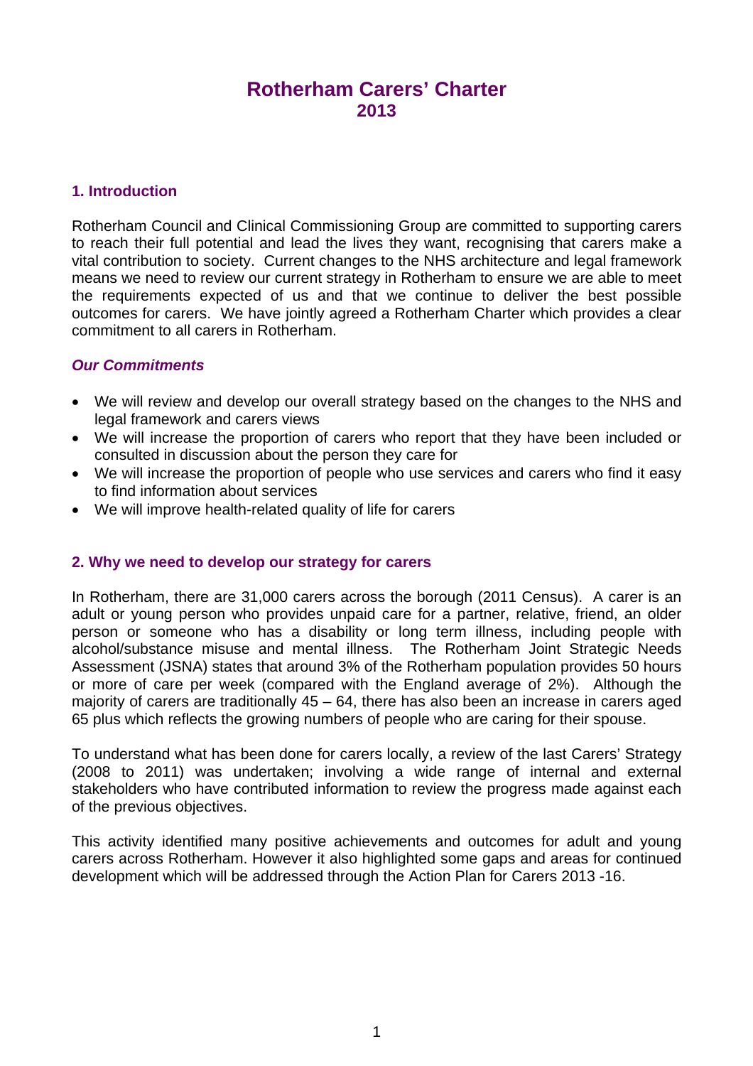# Rotherham Carers' Charter
## 2013

### 1. Introduction

Rotherham Council and Clinical Commissioning Group are committed to supporting carers to reach their full potential and lead the lives they want, recognising that carers make a vital contribution to society. Current changes to the NHS architecture and legal framework means we need to review our current strategy in Rotherham to ensure we are able to meet the requirements expected of us and that we continue to deliver the best possible outcomes for carers. We have jointly agreed a Rotherham Charter which provides a clear commitment to all carers in Rotherham.

#### *Our Commitments*

- We will review and develop our overall strategy based on the changes to the NHS and legal framework and carers views
- We will increase the proportion of carers who report that they have been included or consulted in discussion about the person they care for
- We will increase the proportion of people who use services and carers who find it easy to find information about services
- We will improve health-related quality of life for carers

### 2. Why we need to develop our strategy for carers

In Rotherham, there are 31,000 carers across the borough (2011 Census). A carer is an adult or young person who provides unpaid care for a partner, relative, friend, an older person or someone who has a disability or long term illness, including people with alcohol/substance misuse and mental illness. The Rotherham Joint Strategic Needs Assessment (JSNA) states that around 3% of the Rotherham population provides 50 hours or more of care per week (compared with the England average of 2%). Although the majority of carers are traditionally 45 – 64, there has also been an increase in carers aged 65 plus which reflects the growing numbers of people who are caring for their spouse.

To understand what has been done for carers locally, a review of the last Carers' Strategy (2008 to 2011) was undertaken; involving a wide range of internal and external stakeholders who have contributed information to review the progress made against each of the previous objectives.

This activity identified many positive achievements and outcomes for adult and young carers across Rotherham. However it also highlighted some gaps and areas for continued development which will be addressed through the Action Plan for Carers 2013 -16.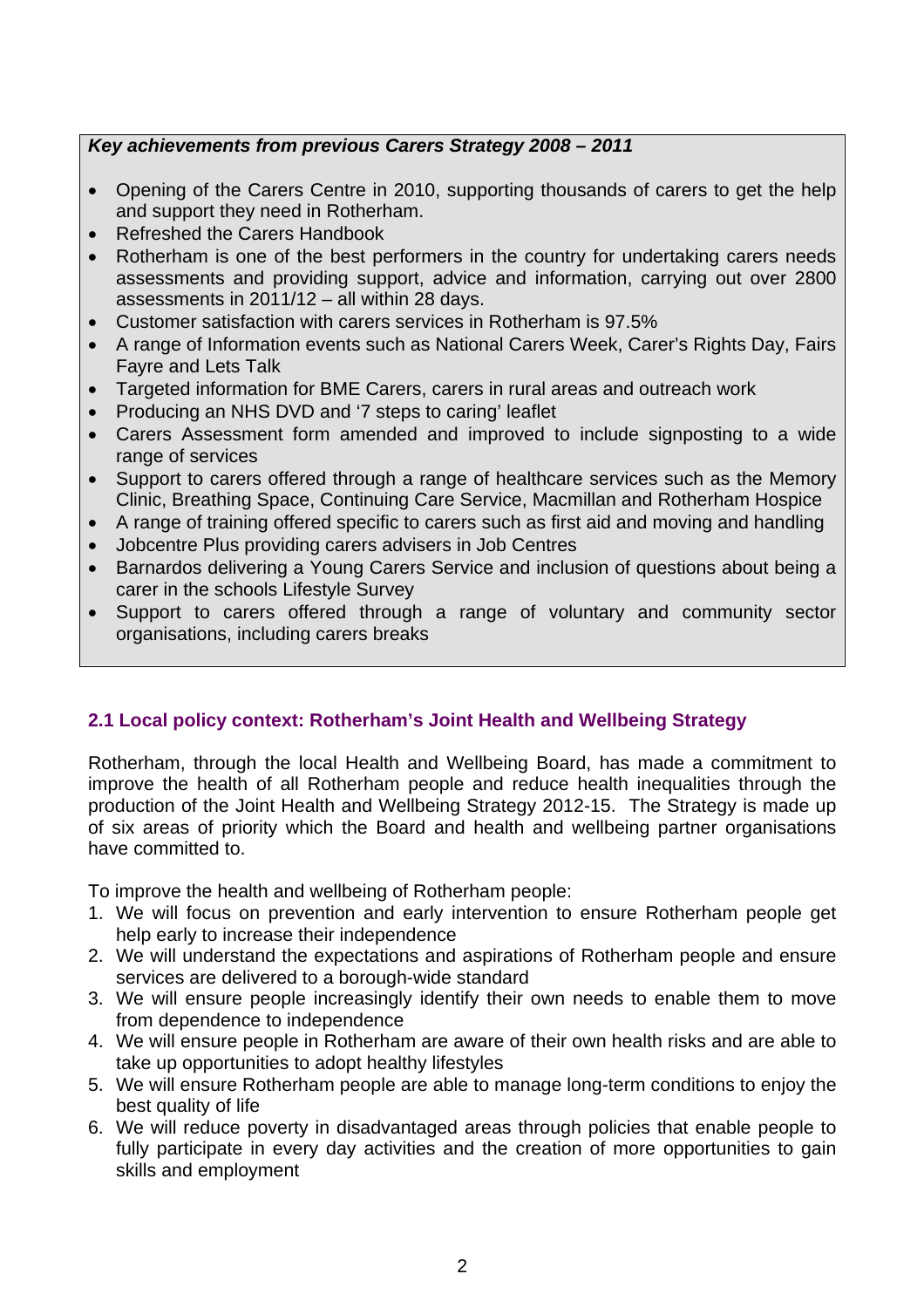***Key achievements from previous Carers Strategy 2008 – 2011***

- Opening of the Carers Centre in 2010, supporting thousands of carers to get the help and support they need in Rotherham.
- Refreshed the Carers Handbook
- Rotherham is one of the best performers in the country for undertaking carers needs assessments and providing support, advice and information, carrying out over 2800 assessments in 2011/12 – all within 28 days.
- Customer satisfaction with carers services in Rotherham is 97.5%
- A range of Information events such as National Carers Week, Carer's Rights Day, Fairs Fayre and Lets Talk
- Targeted information for BME Carers, carers in rural areas and outreach work
- Producing an NHS DVD and '7 steps to caring' leaflet
- Carers Assessment form amended and improved to include signposting to a wide range of services
- Support to carers offered through a range of healthcare services such as the Memory Clinic, Breathing Space, Continuing Care Service, Macmillan and Rotherham Hospice
- A range of training offered specific to carers such as first aid and moving and handling
- Jobcentre Plus providing carers advisers in Job Centres
- Barnardos delivering a Young Carers Service and inclusion of questions about being a carer in the schools Lifestyle Survey
- Support to carers offered through a range of voluntary and community sector organisations, including carers breaks

### 2.1 Local policy context: Rotherham's Joint Health and Wellbeing Strategy

Rotherham, through the local Health and Wellbeing Board, has made a commitment to improve the health of all Rotherham people and reduce health inequalities through the production of the Joint Health and Wellbeing Strategy 2012-15. The Strategy is made up of six areas of priority which the Board and health and wellbeing partner organisations have committed to.

To improve the health and wellbeing of Rotherham people:

1. We will focus on prevention and early intervention to ensure Rotherham people get help early to increase their independence
2. We will understand the expectations and aspirations of Rotherham people and ensure services are delivered to a borough-wide standard
3. We will ensure people increasingly identify their own needs to enable them to move from dependence to independence
4. We will ensure people in Rotherham are aware of their own health risks and are able to take up opportunities to adopt healthy lifestyles
5. We will ensure Rotherham people are able to manage long-term conditions to enjoy the best quality of life
6. We will reduce poverty in disadvantaged areas through policies that enable people to fully participate in every day activities and the creation of more opportunities to gain skills and employment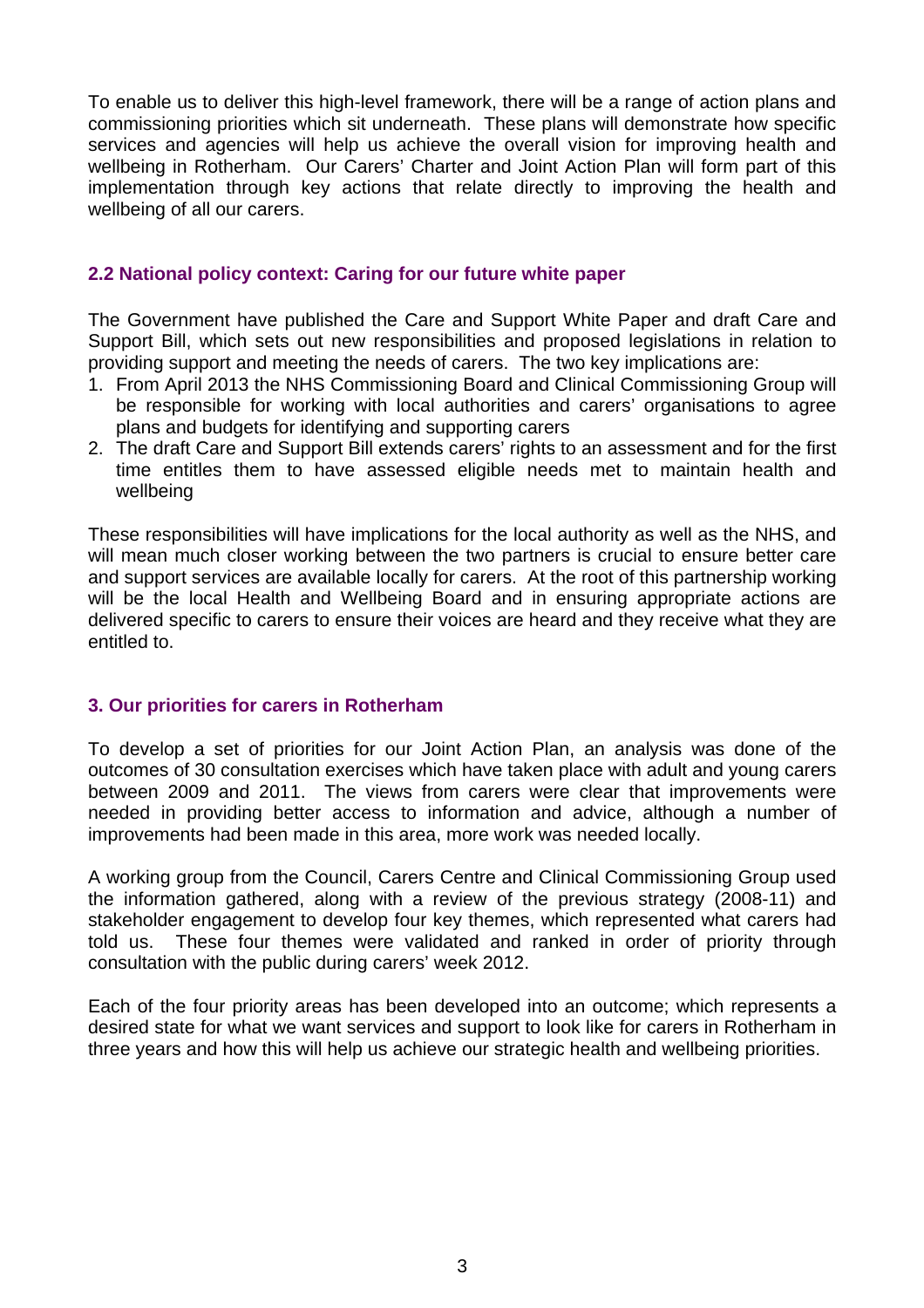To enable us to deliver this high-level framework, there will be a range of action plans and commissioning priorities which sit underneath. These plans will demonstrate how specific services and agencies will help us achieve the overall vision for improving health and wellbeing in Rotherham. Our Carers' Charter and Joint Action Plan will form part of this implementation through key actions that relate directly to improving the health and wellbeing of all our carers.

### 2.2 National policy context: Caring for our future white paper

The Government have published the Care and Support White Paper and draft Care and Support Bill, which sets out new responsibilities and proposed legislations in relation to providing support and meeting the needs of carers. The two key implications are:

1. From April 2013 the NHS Commissioning Board and Clinical Commissioning Group will be responsible for working with local authorities and carers' organisations to agree plans and budgets for identifying and supporting carers
2. The draft Care and Support Bill extends carers' rights to an assessment and for the first time entitles them to have assessed eligible needs met to maintain health and wellbeing

These responsibilities will have implications for the local authority as well as the NHS, and will mean much closer working between the two partners is crucial to ensure better care and support services are available locally for carers. At the root of this partnership working will be the local Health and Wellbeing Board and in ensuring appropriate actions are delivered specific to carers to ensure their voices are heard and they receive what they are entitled to.

## 3. Our priorities for carers in Rotherham

To develop a set of priorities for our Joint Action Plan, an analysis was done of the outcomes of 30 consultation exercises which have taken place with adult and young carers between 2009 and 2011. The views from carers were clear that improvements were needed in providing better access to information and advice, although a number of improvements had been made in this area, more work was needed locally.

A working group from the Council, Carers Centre and Clinical Commissioning Group used the information gathered, along with a review of the previous strategy (2008-11) and stakeholder engagement to develop four key themes, which represented what carers had told us. These four themes were validated and ranked in order of priority through consultation with the public during carers' week 2012.

Each of the four priority areas has been developed into an outcome; which represents a desired state for what we want services and support to look like for carers in Rotherham in three years and how this will help us achieve our strategic health and wellbeing priorities.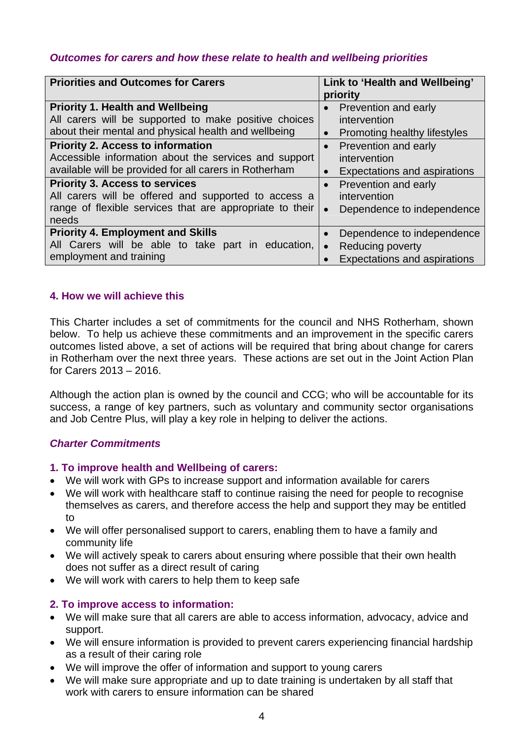*Outcomes for carers and how these relate to health and wellbeing priorities*

| Priorities and Outcomes for Carers | Link to 'Health and Wellbeing' priority |
|---|---|
| **Priority 1. Health and Wellbeing**<br>All carers will be supported to make positive choices about their mental and physical health and wellbeing | • Prevention and early intervention<br>• Promoting healthy lifestyles |
| **Priority 2. Access to information**<br>Accessible information about the services and support available will be provided for all carers in Rotherham | • Prevention and early intervention<br>• Expectations and aspirations |
| **Priority 3. Access to services**<br>All carers will be offered and supported to access a range of flexible services that are appropriate to their needs | • Prevention and early intervention<br>• Dependence to independence |
| **Priority 4. Employment and Skills**<br>All Carers will be able to take part in education, employment and training | • Dependence to independence<br>• Reducing poverty<br>• Expectations and aspirations |

## 4. How we will achieve this

This Charter includes a set of commitments for the council and NHS Rotherham, shown below. To help us achieve these commitments and an improvement in the specific carers outcomes listed above, a set of actions will be required that bring about change for carers in Rotherham over the next three years. These actions are set out in the Joint Action Plan for Carers 2013 – 2016.

Although the action plan is owned by the council and CCG; who will be accountable for its success, a range of key partners, such as voluntary and community sector organisations and Job Centre Plus, will play a key role in helping to deliver the actions.

### *Charter Commitments*

#### 1. To improve health and Wellbeing of carers:

- We will work with GPs to increase support and information available for carers
- We will work with healthcare staff to continue raising the need for people to recognise themselves as carers, and therefore access the help and support they may be entitled to
- We will offer personalised support to carers, enabling them to have a family and community life
- We will actively speak to carers about ensuring where possible that their own health does not suffer as a direct result of caring
- We will work with carers to help them to keep safe

#### 2. To improve access to information:

- We will make sure that all carers are able to access information, advocacy, advice and support.
- We will ensure information is provided to prevent carers experiencing financial hardship as a result of their caring role
- We will improve the offer of information and support to young carers
- We will make sure appropriate and up to date training is undertaken by all staff that work with carers to ensure information can be shared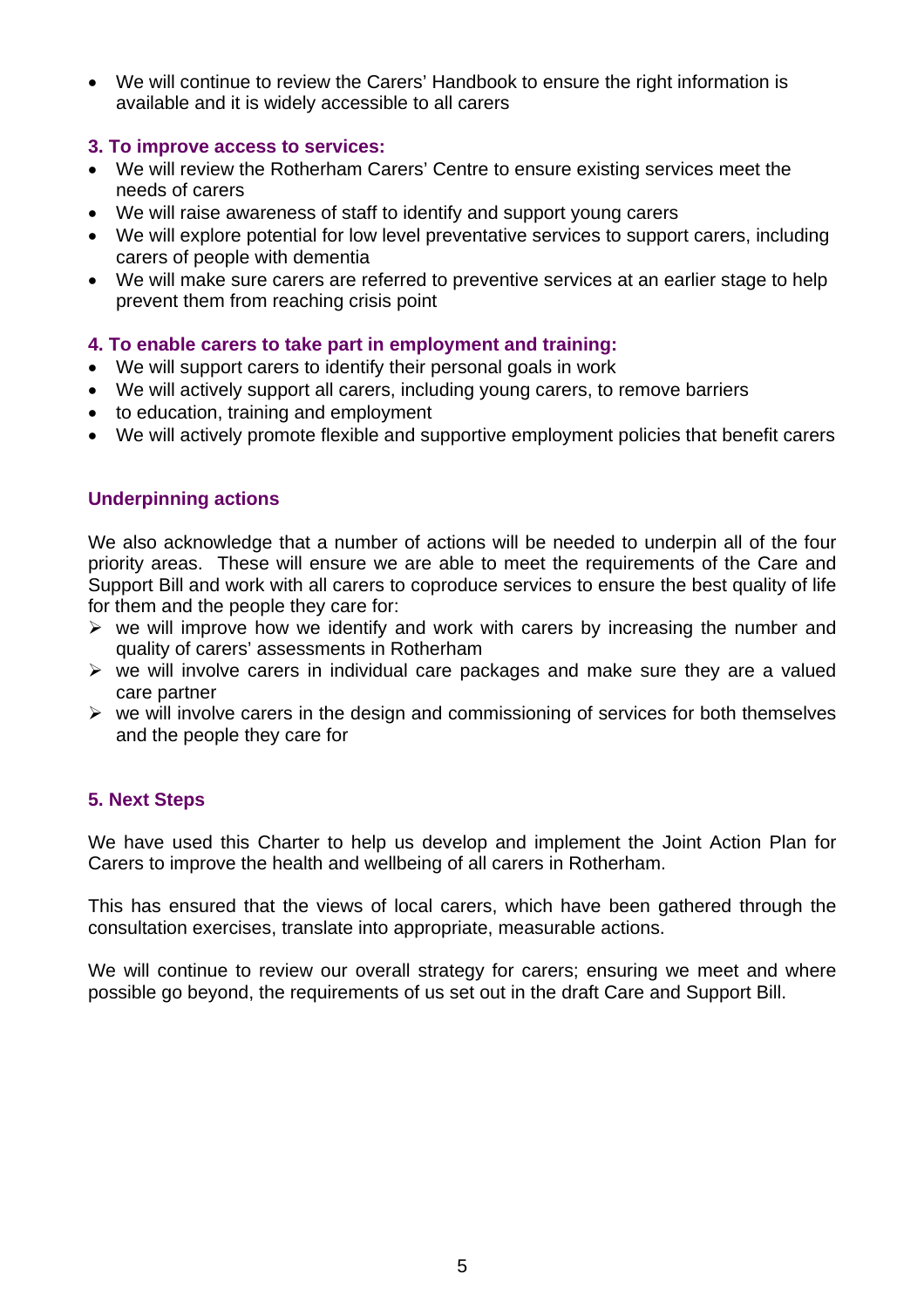- We will continue to review the Carers' Handbook to ensure the right information is available and it is widely accessible to all carers

### 3. To improve access to services:

- We will review the Rotherham Carers' Centre to ensure existing services meet the needs of carers
- We will raise awareness of staff to identify and support young carers
- We will explore potential for low level preventative services to support carers, including carers of people with dementia
- We will make sure carers are referred to preventive services at an earlier stage to help prevent them from reaching crisis point

### 4. To enable carers to take part in employment and training:

- We will support carers to identify their personal goals in work
- We will actively support all carers, including young carers, to remove barriers
- to education, training and employment
- We will actively promote flexible and supportive employment policies that benefit carers

### Underpinning actions

We also acknowledge that a number of actions will be needed to underpin all of the four priority areas. These will ensure we are able to meet the requirements of the Care and Support Bill and work with all carers to coproduce services to ensure the best quality of life for them and the people they care for:

- we will improve how we identify and work with carers by increasing the number and quality of carers' assessments in Rotherham
- we will involve carers in individual care packages and make sure they are a valued care partner
- we will involve carers in the design and commissioning of services for both themselves and the people they care for

## 5. Next Steps

We have used this Charter to help us develop and implement the Joint Action Plan for Carers to improve the health and wellbeing of all carers in Rotherham.

This has ensured that the views of local carers, which have been gathered through the consultation exercises, translate into appropriate, measurable actions.

We will continue to review our overall strategy for carers; ensuring we meet and where possible go beyond, the requirements of us set out in the draft Care and Support Bill.